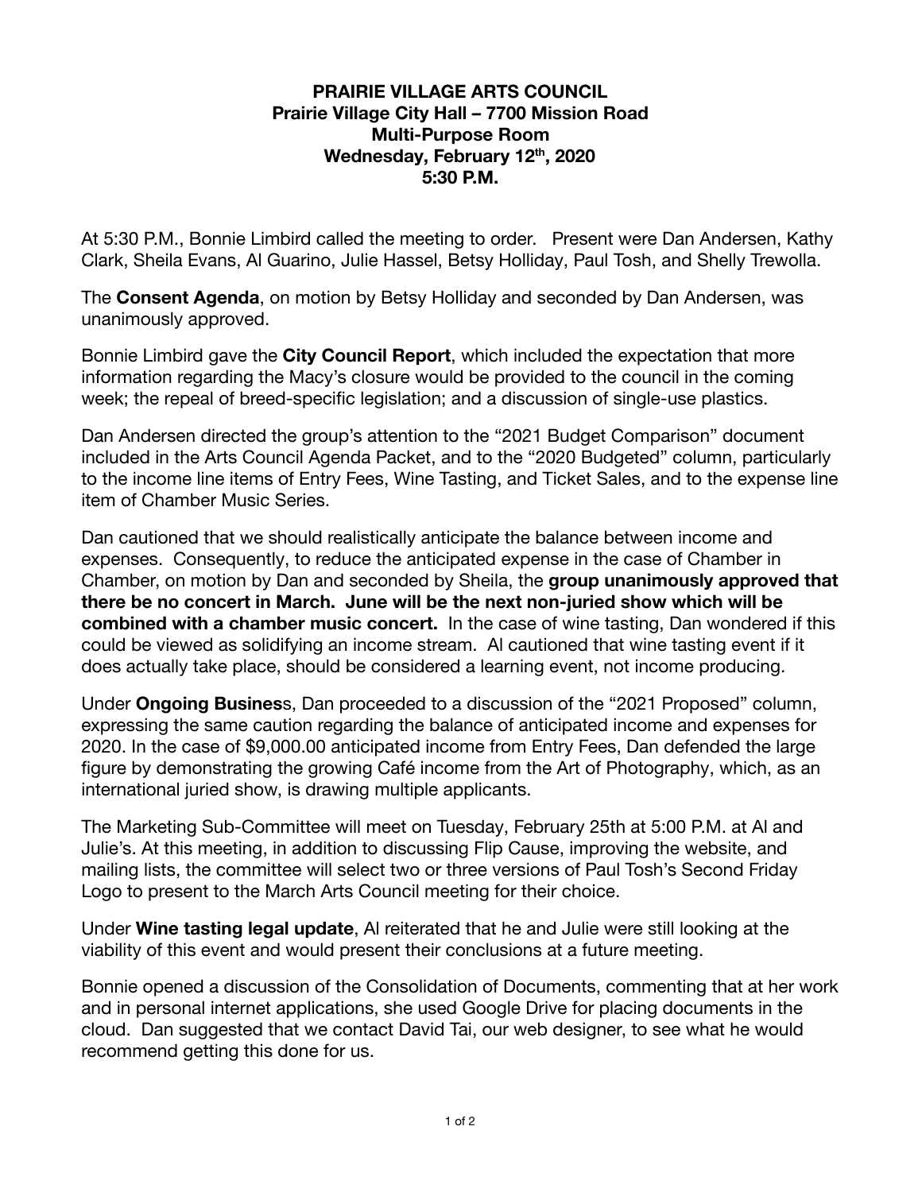**PRAIRIE VILLAGE ARTS COUNCIL**
**Prairie Village City Hall – 7700 Mission Road**
**Multi-Purpose Room**
**Wednesday, February 12th, 2020**
**5:30 P.M.**

At 5:30 P.M., Bonnie Limbird called the meeting to order. Present were Dan Andersen, Kathy Clark, Sheila Evans, Al Guarino, Julie Hassel, Betsy Holliday, Paul Tosh, and Shelly Trewolla.

The **Consent Agenda**, on motion by Betsy Holliday and seconded by Dan Andersen, was unanimously approved.

Bonnie Limbird gave the **City Council Report**, which included the expectation that more information regarding the Macy's closure would be provided to the council in the coming week; the repeal of breed-specific legislation; and a discussion of single-use plastics.

Dan Andersen directed the group's attention to the "2021 Budget Comparison" document included in the Arts Council Agenda Packet, and to the "2020 Budgeted" column, particularly to the income line items of Entry Fees, Wine Tasting, and Ticket Sales, and to the expense line item of Chamber Music Series.

Dan cautioned that we should realistically anticipate the balance between income and expenses. Consequently, to reduce the anticipated expense in the case of Chamber in Chamber, on motion by Dan and seconded by Sheila, the **group unanimously approved that there be no concert in March. June will be the next non-juried show which will be combined with a chamber music concert.** In the case of wine tasting, Dan wondered if this could be viewed as solidifying an income stream. Al cautioned that wine tasting event if it does actually take place, should be considered a learning event, not income producing.

Under **Ongoing Business**, Dan proceeded to a discussion of the "2021 Proposed" column, expressing the same caution regarding the balance of anticipated income and expenses for 2020. In the case of $9,000.00 anticipated income from Entry Fees, Dan defended the large figure by demonstrating the growing Café income from the Art of Photography, which, as an international juried show, is drawing multiple applicants.

The Marketing Sub-Committee will meet on Tuesday, February 25th at 5:00 P.M. at Al and Julie's. At this meeting, in addition to discussing Flip Cause, improving the website, and mailing lists, the committee will select two or three versions of Paul Tosh's Second Friday Logo to present to the March Arts Council meeting for their choice.

Under **Wine tasting legal update**, Al reiterated that he and Julie were still looking at the viability of this event and would present their conclusions at a future meeting.

Bonnie opened a discussion of the Consolidation of Documents, commenting that at her work and in personal internet applications, she used Google Drive for placing documents in the cloud. Dan suggested that we contact David Tai, our web designer, to see what he would recommend getting this done for us.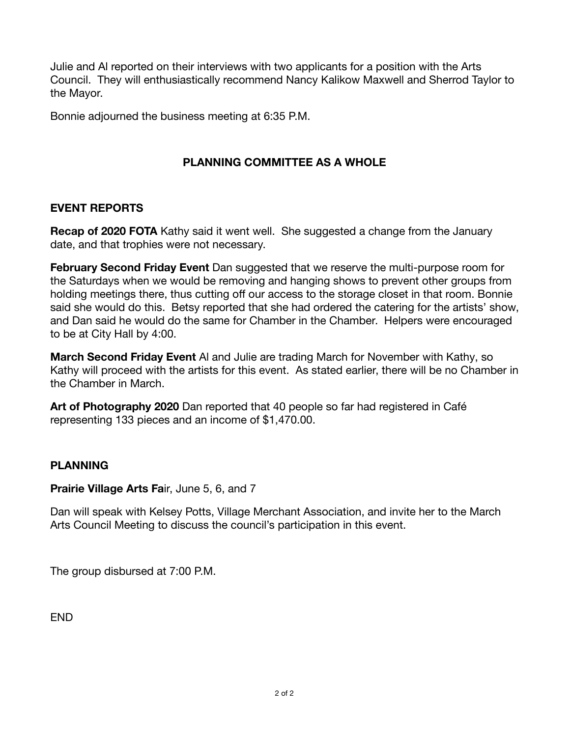Julie and Al reported on their interviews with two applicants for a position with the Arts Council. They will enthusiastically recommend Nancy Kalikow Maxwell and Sherrod Taylor to the Mayor.

Bonnie adjourned the business meeting at 6:35 P.M.

## PLANNING COMMITTEE AS A WHOLE

### EVENT REPORTS

**Recap of 2020 FOTA** Kathy said it went well. She suggested a change from the January date, and that trophies were not necessary.

**February Second Friday Event** Dan suggested that we reserve the multi-purpose room for the Saturdays when we would be removing and hanging shows to prevent other groups from holding meetings there, thus cutting off our access to the storage closet in that room. Bonnie said she would do this. Betsy reported that she had ordered the catering for the artists' show, and Dan said he would do the same for Chamber in the Chamber. Helpers were encouraged to be at City Hall by 4:00.

**March Second Friday Event** Al and Julie are trading March for November with Kathy, so Kathy will proceed with the artists for this event. As stated earlier, there will be no Chamber in the Chamber in March.

**Art of Photography 2020** Dan reported that 40 people so far had registered in Café representing 133 pieces and an income of $1,470.00.

### PLANNING

**Prairie Village Arts Fa**ir, June 5, 6, and 7

Dan will speak with Kelsey Potts, Village Merchant Association, and invite her to the March Arts Council Meeting to discuss the council's participation in this event.

The group disbursed at 7:00 P.M.

END